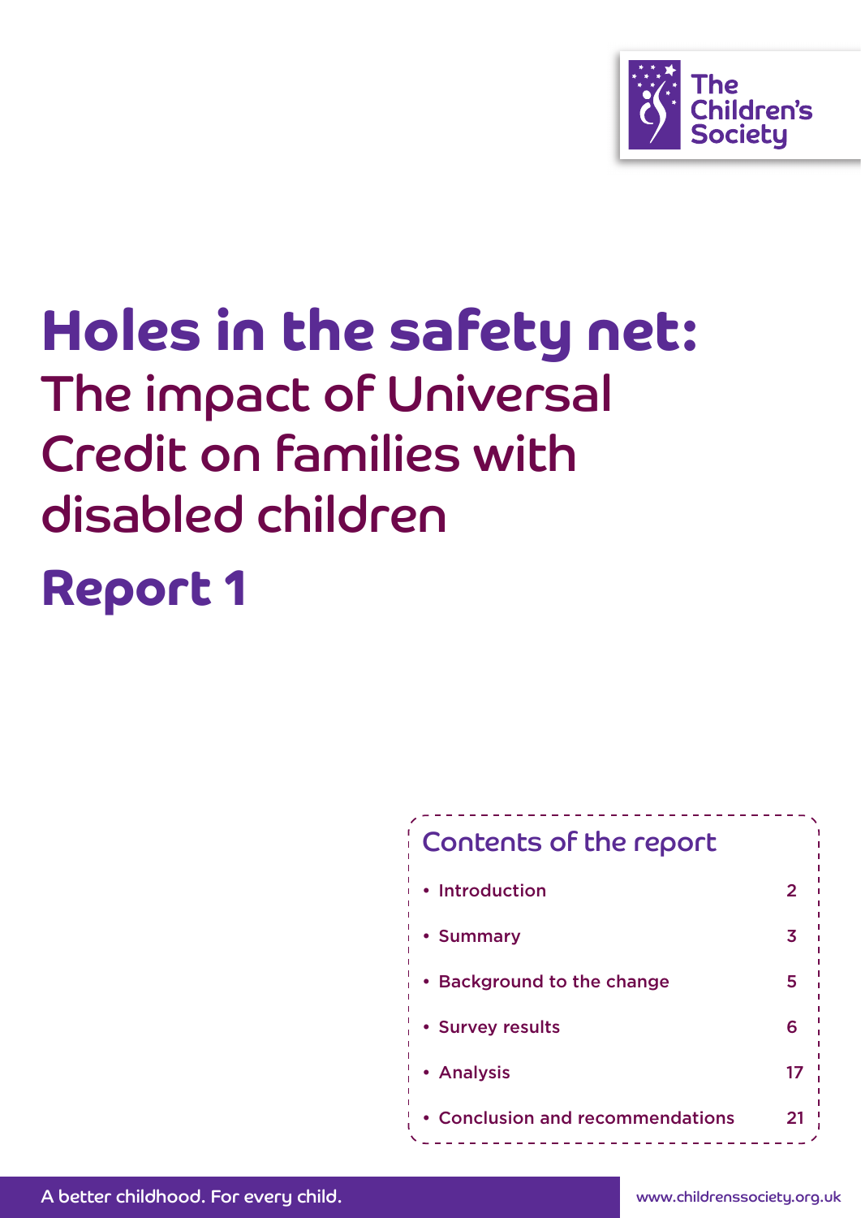The Children's Society

# Holes in the safety net:
## The impact of Universal Credit on families with disabled children
# Report 1

## Contents of the report

- Introduction 2
- Summary 3
- Background to the change 5
- Survey results 6
- Analysis 17
- Conclusion and recommendations 21

A better childhood. For every child.

www.childrenssociety.org.uk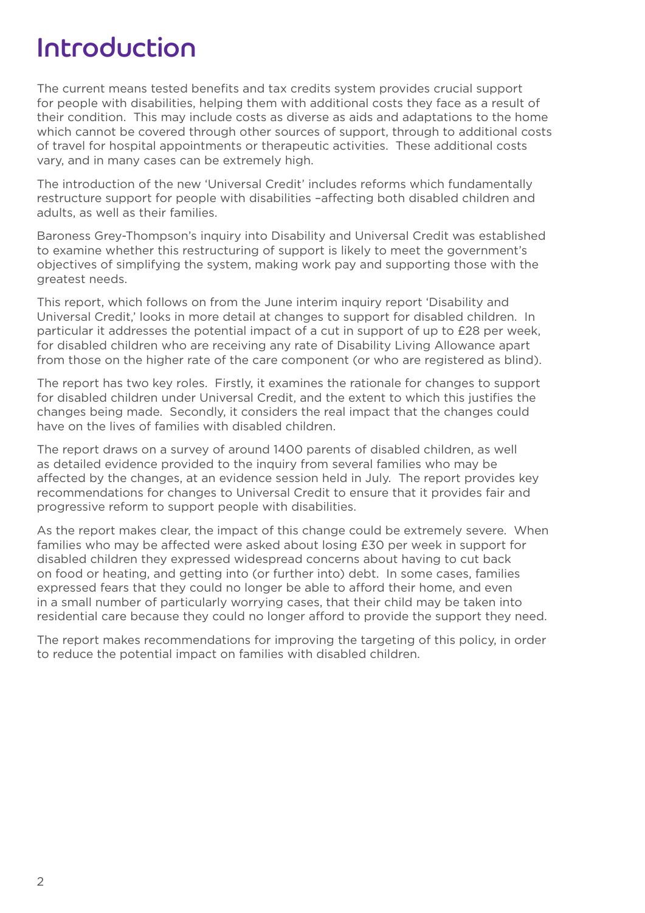# Introduction

The current means tested benefits and tax credits system provides crucial support for people with disabilities, helping them with additional costs they face as a result of their condition. This may include costs as diverse as aids and adaptations to the home which cannot be covered through other sources of support, through to additional costs of travel for hospital appointments or therapeutic activities. These additional costs vary, and in many cases can be extremely high.

The introduction of the new 'Universal Credit' includes reforms which fundamentally restructure support for people with disabilities –affecting both disabled children and adults, as well as their families.

Baroness Grey-Thompson's inquiry into Disability and Universal Credit was established to examine whether this restructuring of support is likely to meet the government's objectives of simplifying the system, making work pay and supporting those with the greatest needs.

This report, which follows on from the June interim inquiry report 'Disability and Universal Credit,' looks in more detail at changes to support for disabled children. In particular it addresses the potential impact of a cut in support of up to £28 per week, for disabled children who are receiving any rate of Disability Living Allowance apart from those on the higher rate of the care component (or who are registered as blind).

The report has two key roles. Firstly, it examines the rationale for changes to support for disabled children under Universal Credit, and the extent to which this justifies the changes being made. Secondly, it considers the real impact that the changes could have on the lives of families with disabled children.

The report draws on a survey of around 1400 parents of disabled children, as well as detailed evidence provided to the inquiry from several families who may be affected by the changes, at an evidence session held in July. The report provides key recommendations for changes to Universal Credit to ensure that it provides fair and progressive reform to support people with disabilities.

As the report makes clear, the impact of this change could be extremely severe. When families who may be affected were asked about losing £30 per week in support for disabled children they expressed widespread concerns about having to cut back on food or heating, and getting into (or further into) debt. In some cases, families expressed fears that they could no longer be able to afford their home, and even in a small number of particularly worrying cases, that their child may be taken into residential care because they could no longer afford to provide the support they need.

The report makes recommendations for improving the targeting of this policy, in order to reduce the potential impact on families with disabled children.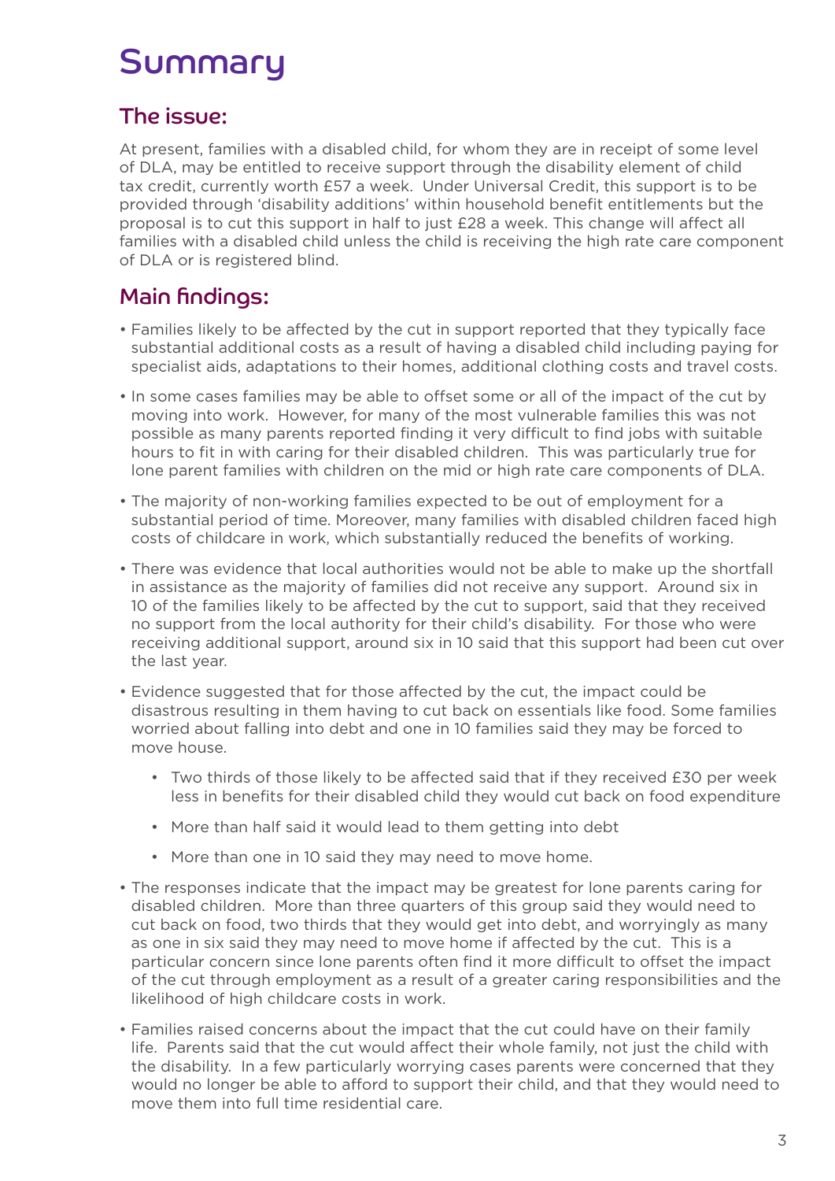# Summary

## The issue:

At present, families with a disabled child, for whom they are in receipt of some level of DLA, may be entitled to receive support through the disability element of child tax credit, currently worth £57 a week. Under Universal Credit, this support is to be provided through 'disability additions' within household benefit entitlements but the proposal is to cut this support in half to just £28 a week. This change will affect all families with a disabled child unless the child is receiving the high rate care component of DLA or is registered blind.

## Main findings:

- Families likely to be affected by the cut in support reported that they typically face substantial additional costs as a result of having a disabled child including paying for specialist aids, adaptations to their homes, additional clothing costs and travel costs.
- In some cases families may be able to offset some or all of the impact of the cut by moving into work. However, for many of the most vulnerable families this was not possible as many parents reported finding it very difficult to find jobs with suitable hours to fit in with caring for their disabled children. This was particularly true for lone parent families with children on the mid or high rate care components of DLA.
- The majority of non-working families expected to be out of employment for a substantial period of time. Moreover, many families with disabled children faced high costs of childcare in work, which substantially reduced the benefits of working.
- There was evidence that local authorities would not be able to make up the shortfall in assistance as the majority of families did not receive any support. Around six in 10 of the families likely to be affected by the cut to support, said that they received no support from the local authority for their child's disability. For those who were receiving additional support, around six in 10 said that this support had been cut over the last year.
- Evidence suggested that for those affected by the cut, the impact could be disastrous resulting in them having to cut back on essentials like food. Some families worried about falling into debt and one in 10 families said they may be forced to move house.
    - Two thirds of those likely to be affected said that if they received £30 per week less in benefits for their disabled child they would cut back on food expenditure
    - More than half said it would lead to them getting into debt
    - More than one in 10 said they may need to move home.
- The responses indicate that the impact may be greatest for lone parents caring for disabled children. More than three quarters of this group said they would need to cut back on food, two thirds that they would get into debt, and worryingly as many as one in six said they may need to move home if affected by the cut. This is a particular concern since lone parents often find it more difficult to offset the impact of the cut through employment as a result of a greater caring responsibilities and the likelihood of high childcare costs in work.
- Families raised concerns about the impact that the cut could have on their family life. Parents said that the cut would affect their whole family, not just the child with the disability. In a few particularly worrying cases parents were concerned that they would no longer be able to afford to support their child, and that they would need to move them into full time residential care.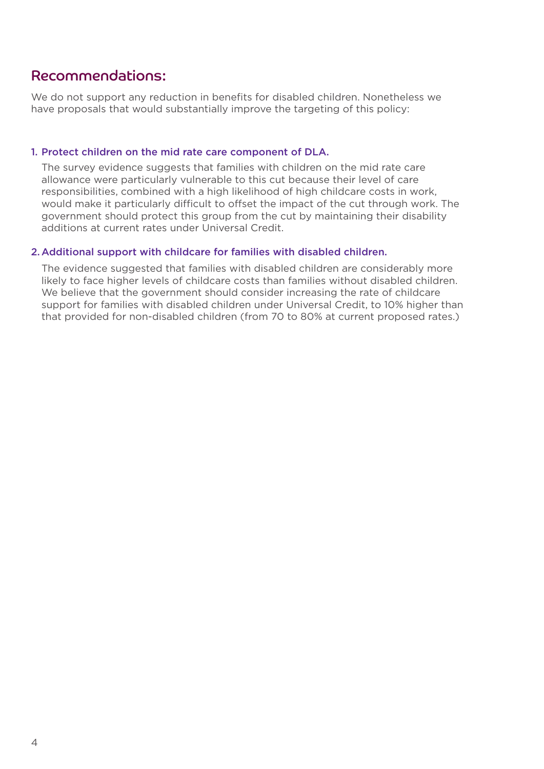## Recommendations:

We do not support any reduction in benefits for disabled children. Nonetheless we have proposals that would substantially improve the targeting of this policy:

1. **Protect children on the mid rate care component of DLA.**

   The survey evidence suggests that families with children on the mid rate care allowance were particularly vulnerable to this cut because their level of care responsibilities, combined with a high likelihood of high childcare costs in work, would make it particularly difficult to offset the impact of the cut through work. The government should protect this group from the cut by maintaining their disability additions at current rates under Universal Credit.

2. **Additional support with childcare for families with disabled children.**

   The evidence suggested that families with disabled children are considerably more likely to face higher levels of childcare costs than families without disabled children. We believe that the government should consider increasing the rate of childcare support for families with disabled children under Universal Credit, to 10% higher than that provided for non-disabled children (from 70 to 80% at current proposed rates.)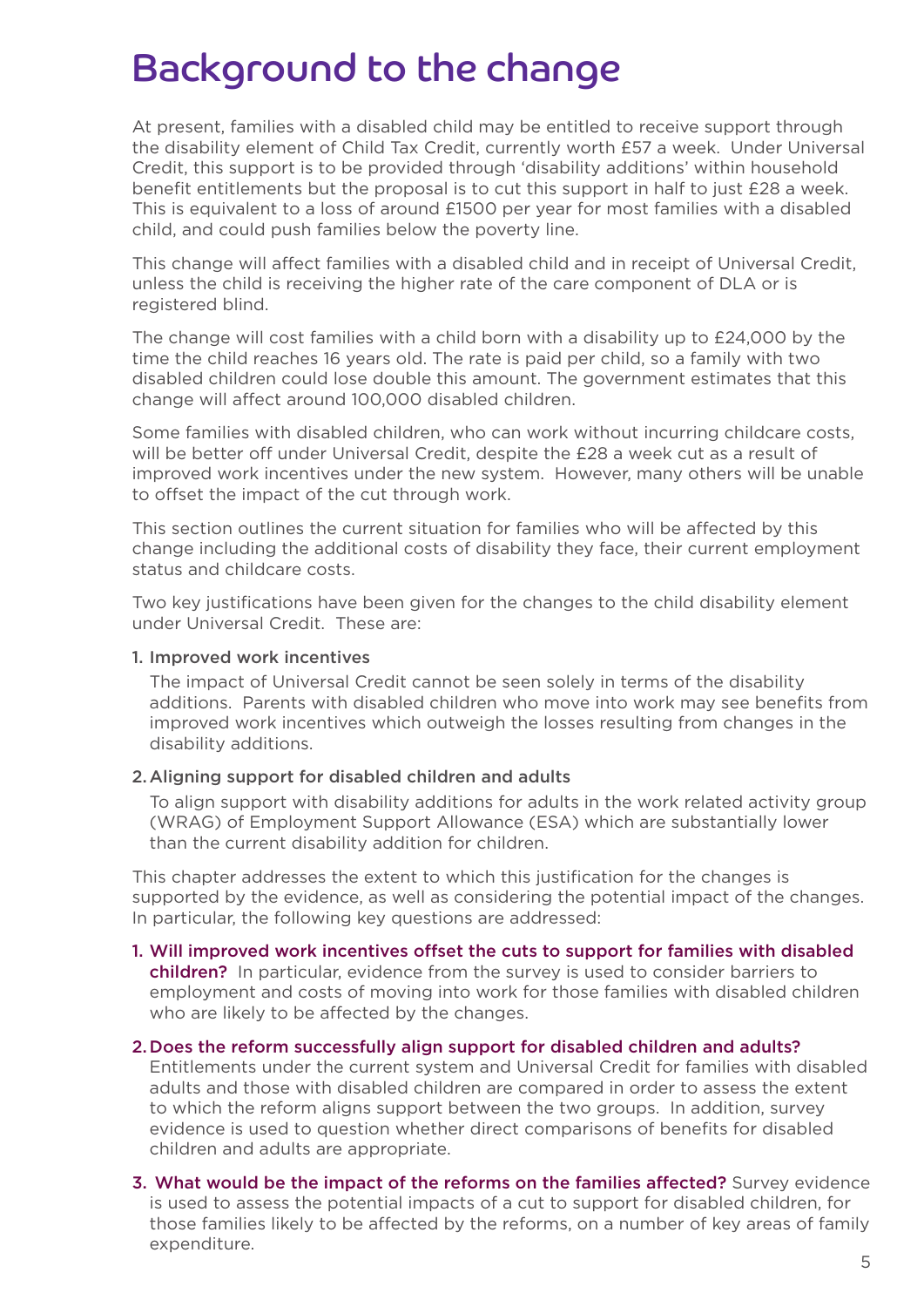# Background to the change

At present, families with a disabled child may be entitled to receive support through the disability element of Child Tax Credit, currently worth £57 a week. Under Universal Credit, this support is to be provided through 'disability additions' within household benefit entitlements but the proposal is to cut this support in half to just £28 a week. This is equivalent to a loss of around £1500 per year for most families with a disabled child, and could push families below the poverty line.

This change will affect families with a disabled child and in receipt of Universal Credit, unless the child is receiving the higher rate of the care component of DLA or is registered blind.

The change will cost families with a child born with a disability up to £24,000 by the time the child reaches 16 years old. The rate is paid per child, so a family with two disabled children could lose double this amount. The government estimates that this change will affect around 100,000 disabled children.

Some families with disabled children, who can work without incurring childcare costs, will be better off under Universal Credit, despite the £28 a week cut as a result of improved work incentives under the new system. However, many others will be unable to offset the impact of the cut through work.

This section outlines the current situation for families who will be affected by this change including the additional costs of disability they face, their current employment status and childcare costs.

Two key justifications have been given for the changes to the child disability element under Universal Credit. These are:

1. Improved work incentives

   The impact of Universal Credit cannot be seen solely in terms of the disability additions. Parents with disabled children who move into work may see benefits from improved work incentives which outweigh the losses resulting from changes in the disability additions.

2. Aligning support for disabled children and adults

   To align support with disability additions for adults in the work related activity group (WRAG) of Employment Support Allowance (ESA) which are substantially lower than the current disability addition for children.

This chapter addresses the extent to which this justification for the changes is supported by the evidence, as well as considering the potential impact of the changes. In particular, the following key questions are addressed:

1. **Will improved work incentives offset the cuts to support for families with disabled children?** In particular, evidence from the survey is used to consider barriers to employment and costs of moving into work for those families with disabled children who are likely to be affected by the changes.

2. **Does the reform successfully align support for disabled children and adults?** Entitlements under the current system and Universal Credit for families with disabled adults and those with disabled children are compared in order to assess the extent to which the reform aligns support between the two groups. In addition, survey evidence is used to question whether direct comparisons of benefits for disabled children and adults are appropriate.

3. **What would be the impact of the reforms on the families affected?** Survey evidence is used to assess the potential impacts of a cut to support for disabled children, for those families likely to be affected by the reforms, on a number of key areas of family expenditure.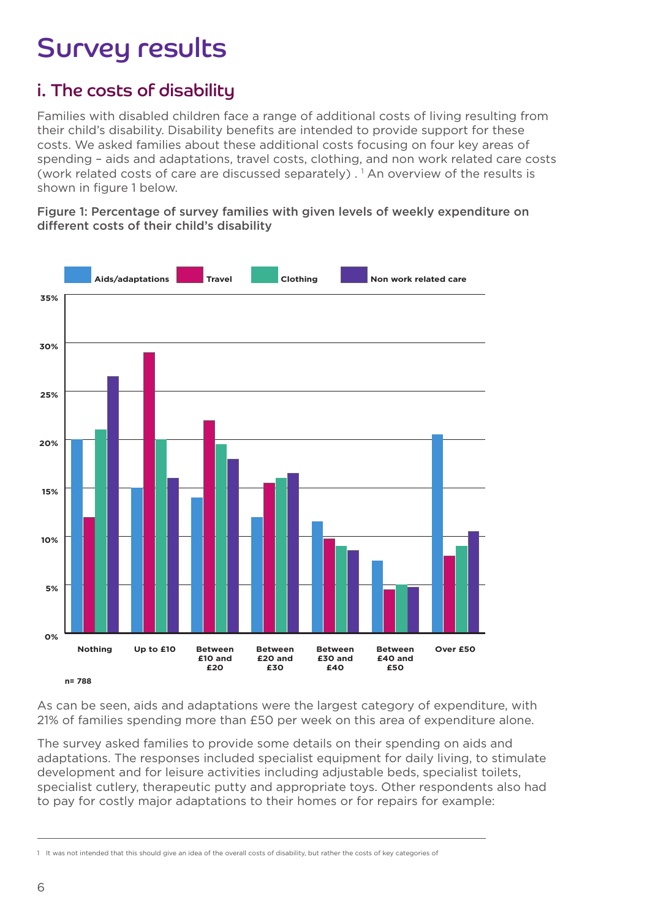# Survey results

## i. The costs of disability

Families with disabled children face a range of additional costs of living resulting from their child's disability. Disability benefits are intended to provide support for these costs. We asked families about these additional costs focusing on four key areas of spending – aids and adaptations, travel costs, clothing, and non work related care costs (work related costs of care are discussed separately) . [1] An overview of the results is shown in figure 1 below.

**Figure 1: Percentage of survey families with given levels of weekly expenditure on different costs of their child's disability**

Legend: Aids/adaptations, Travel, Clothing, Non work related care

Categories: Nothing; Up to £10; Between £10 and £20; Between £20 and £30; Between £30 and £40; Between £40 and £50; Over £50

n= 788

As can be seen, aids and adaptations were the largest category of expenditure, with 21% of families spending more than £50 per week on this area of expenditure alone.

The survey asked families to provide some details on their spending on aids and adaptations. The responses included specialist equipment for daily living, to stimulate development and for leisure activities including adjustable beds, specialist toilets, specialist cutlery, therapeutic putty and appropriate toys. Other respondents also had to pay for costly major adaptations to their homes or for repairs for example:

---

1 It was not intended that this should give an idea of the overall costs of disability, but rather the costs of key categories of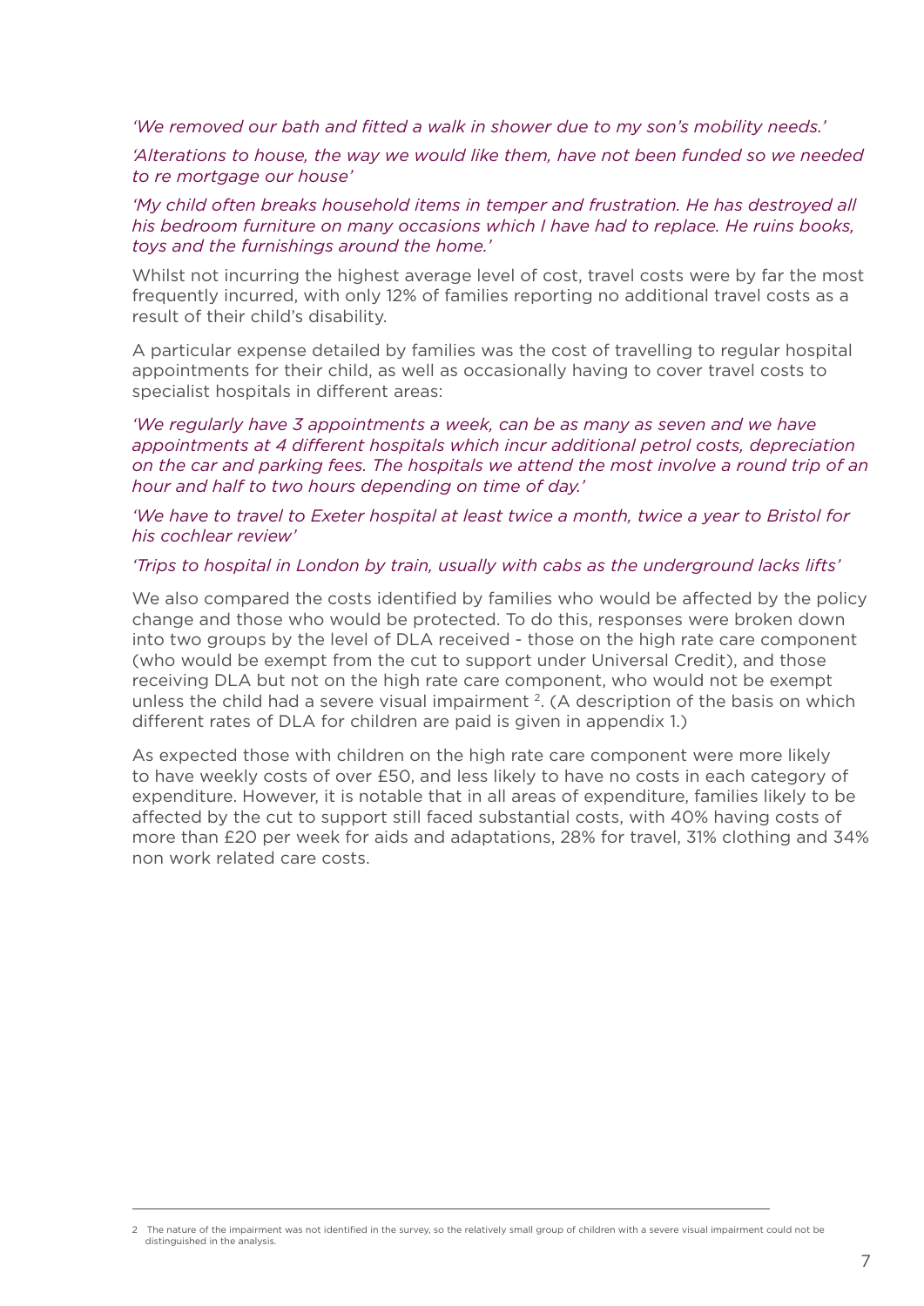*'We removed our bath and fitted a walk in shower due to my son's mobility needs.'*

*'Alterations to house, the way we would like them, have not been funded so we needed to re mortgage our house'*

*'My child often breaks household items in temper and frustration. He has destroyed all his bedroom furniture on many occasions which I have had to replace. He ruins books, toys and the furnishings around the home.'*

Whilst not incurring the highest average level of cost, travel costs were by far the most frequently incurred, with only 12% of families reporting no additional travel costs as a result of their child's disability.

A particular expense detailed by families was the cost of travelling to regular hospital appointments for their child, as well as occasionally having to cover travel costs to specialist hospitals in different areas:

*'We regularly have 3 appointments a week, can be as many as seven and we have appointments at 4 different hospitals which incur additional petrol costs, depreciation on the car and parking fees. The hospitals we attend the most involve a round trip of an hour and half to two hours depending on time of day.'*

*'We have to travel to Exeter hospital at least twice a month, twice a year to Bristol for his cochlear review'*

*'Trips to hospital in London by train, usually with cabs as the underground lacks lifts'*

We also compared the costs identified by families who would be affected by the policy change and those who would be protected. To do this, responses were broken down into two groups by the level of DLA received - those on the high rate care component (who would be exempt from the cut to support under Universal Credit), and those receiving DLA but not on the high rate care component, who would not be exempt unless the child had a severe visual impairment [2]. (A description of the basis on which different rates of DLA for children are paid is given in appendix 1.)

As expected those with children on the high rate care component were more likely to have weekly costs of over £50, and less likely to have no costs in each category of expenditure. However, it is notable that in all areas of expenditure, families likely to be affected by the cut to support still faced substantial costs, with 40% having costs of more than £20 per week for aids and adaptations, 28% for travel, 31% clothing and 34% non work related care costs.

---

2 The nature of the impairment was not identified in the survey, so the relatively small group of children with a severe visual impairment could not be distinguished in the analysis.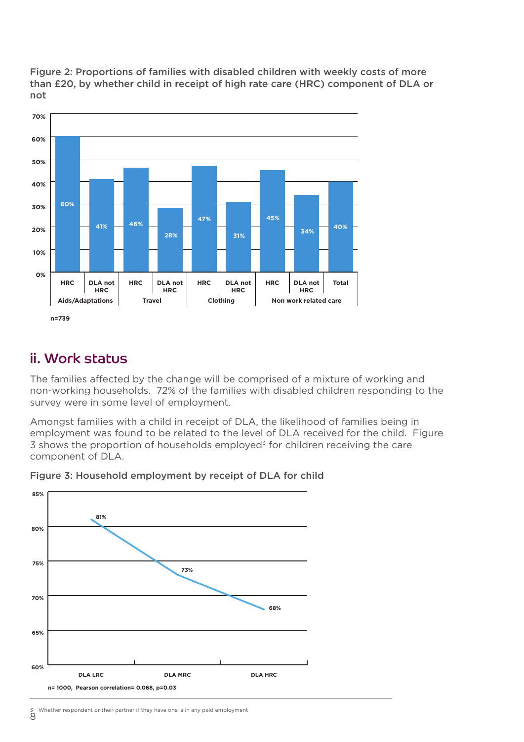Figure 2: Proportions of families with disabled children with weekly costs of more than £20, by whether child in receipt of high rate care (HRC) component of DLA or not

| Category | Group | Proportion |
|---|---|---|
| Aids/Adaptations | HRC | 60% |
| Aids/Adaptations | DLA not HRC | 41% |
| Travel | HRC | 46% |
| Travel | DLA not HRC | 28% |
| Clothing | HRC | 47% |
| Clothing | DLA not HRC | 31% |
| Non work related care | HRC | 45% |
| Non work related care | DLA not HRC | 34% |
| Total | | 40% |

n=739

## ii. Work status

The families affected by the change will be comprised of a mixture of working and non-working households. 72% of the families with disabled children responding to the survey were in some level of employment.

Amongst families with a child in receipt of DLA, the likelihood of families being in employment was found to be related to the level of DLA received for the child. Figure 3 shows the proportion of households employed[3] for children receiving the care component of DLA.

Figure 3: Household employment by receipt of DLA for child

| DLA level | Household employment |
|---|---|
| DLA LRC | 81% |
| DLA MRC | 73% |
| DLA HRC | 68% |

n= 1000, Pearson correlation= 0.068, p=0.03

[3] Whether respondent or their partner if they have one is in any paid employment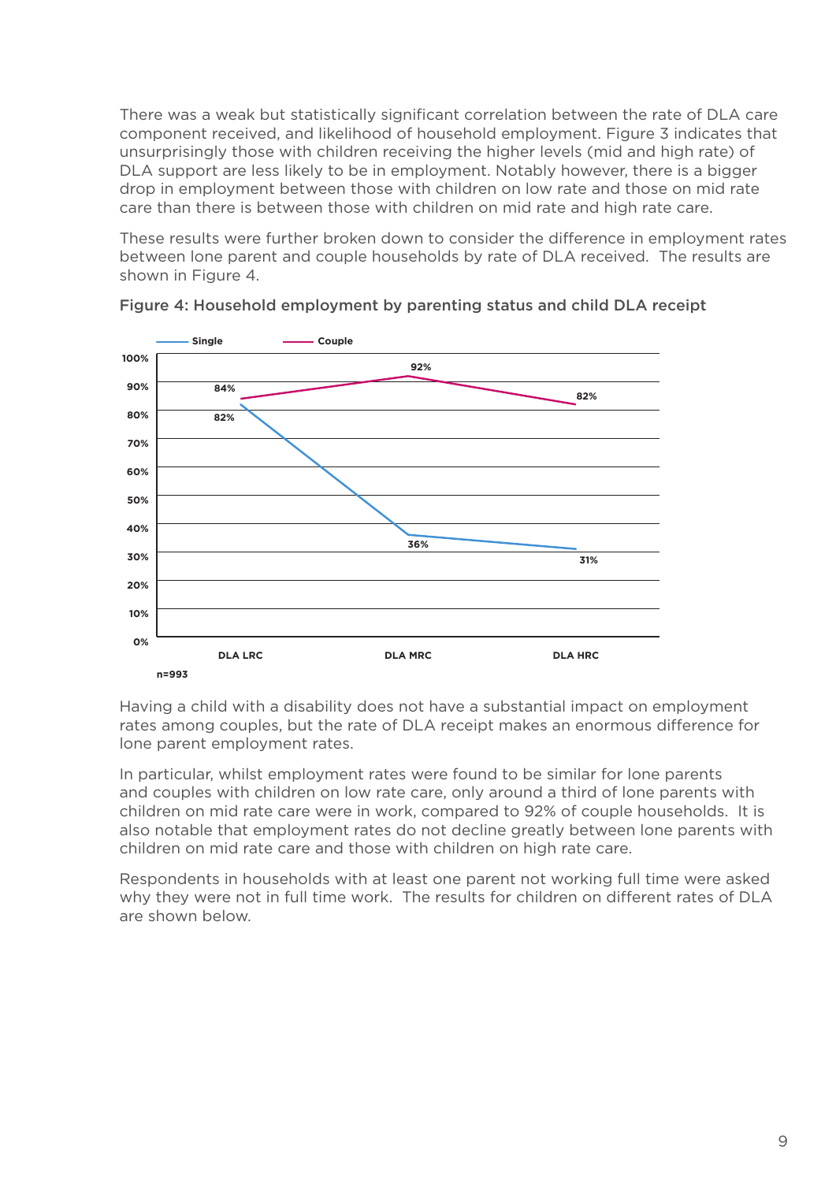There was a weak but statistically significant correlation between the rate of DLA care component received, and likelihood of household employment. Figure 3 indicates that unsurprisingly those with children receiving the higher levels (mid and high rate) of DLA support are less likely to be in employment. Notably however, there is a bigger drop in employment between those with children on low rate and those on mid rate care than there is between those with children on mid rate and high rate care.

These results were further broken down to consider the difference in employment rates between lone parent and couple households by rate of DLA received. The results are shown in Figure 4.

**Figure 4: Household employment by parenting status and child DLA receipt**

| | DLA LRC | DLA MRC | DLA HRC |
|---|---|---|---|
| Single | 82% | 36% | 31% |
| Couple | 84% | 92% | 82% |

n=993

Having a child with a disability does not have a substantial impact on employment rates among couples, but the rate of DLA receipt makes an enormous difference for lone parent employment rates.

In particular, whilst employment rates were found to be similar for lone parents and couples with children on low rate care, only around a third of lone parents with children on mid rate care were in work, compared to 92% of couple households. It is also notable that employment rates do not decline greatly between lone parents with children on mid rate care and those with children on high rate care.

Respondents in households with at least one parent not working full time were asked why they were not in full time work. The results for children on different rates of DLA are shown below.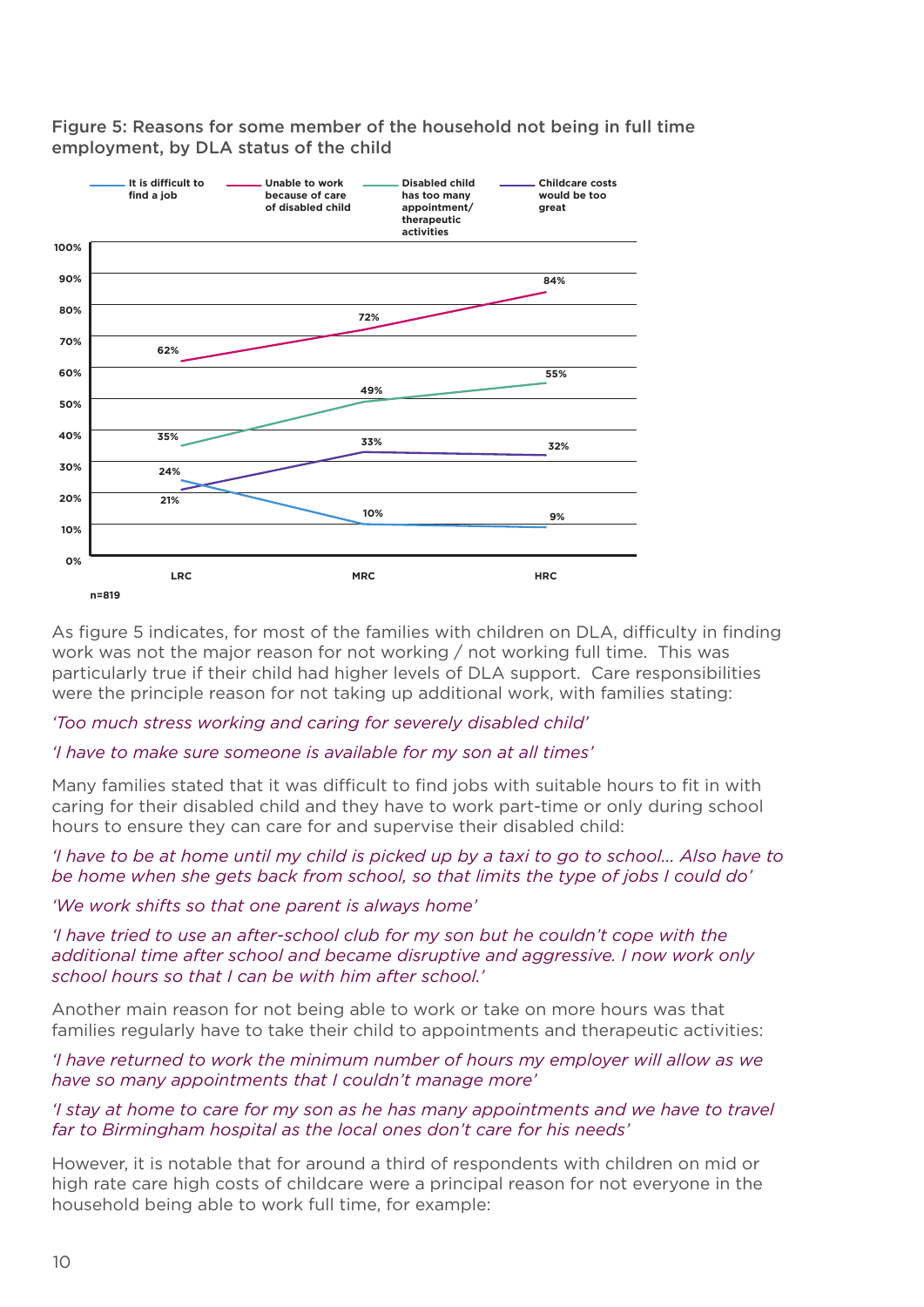Figure 5: Reasons for some member of the household not being in full time employment, by DLA status of the child

| | LRC | MRC | HRC |
|---|---|---|---|
| It is difficult to find a job | 24% | 10% | 9% |
| Unable to work because of care of disabled child | 62% | 72% | 84% |
| Disabled child has too many appointment/ therapeutic activities | 35% | 49% | 55% |
| Childcare costs would be too great | 21% | 33% | 32% |

n=819

As figure 5 indicates, for most of the families with children on DLA, difficulty in finding work was not the major reason for not working / not working full time. This was particularly true if their child had higher levels of DLA support. Care responsibilities were the principle reason for not taking up additional work, with families stating:

*'Too much stress working and caring for severely disabled child'*

*'I have to make sure someone is available for my son at all times'*

Many families stated that it was difficult to find jobs with suitable hours to fit in with caring for their disabled child and they have to work part-time or only during school hours to ensure they can care for and supervise their disabled child:

*'I have to be at home until my child is picked up by a taxi to go to school… Also have to be home when she gets back from school, so that limits the type of jobs I could do'*

*'We work shifts so that one parent is always home'*

*'I have tried to use an after-school club for my son but he couldn't cope with the additional time after school and became disruptive and aggressive. I now work only school hours so that I can be with him after school.'*

Another main reason for not being able to work or take on more hours was that families regularly have to take their child to appointments and therapeutic activities:

*'I have returned to work the minimum number of hours my employer will allow as we have so many appointments that I couldn't manage more'*

*'I stay at home to care for my son as he has many appointments and we have to travel far to Birmingham hospital as the local ones don't care for his needs'*

However, it is notable that for around a third of respondents with children on mid or high rate care high costs of childcare were a principal reason for not everyone in the household being able to work full time, for example: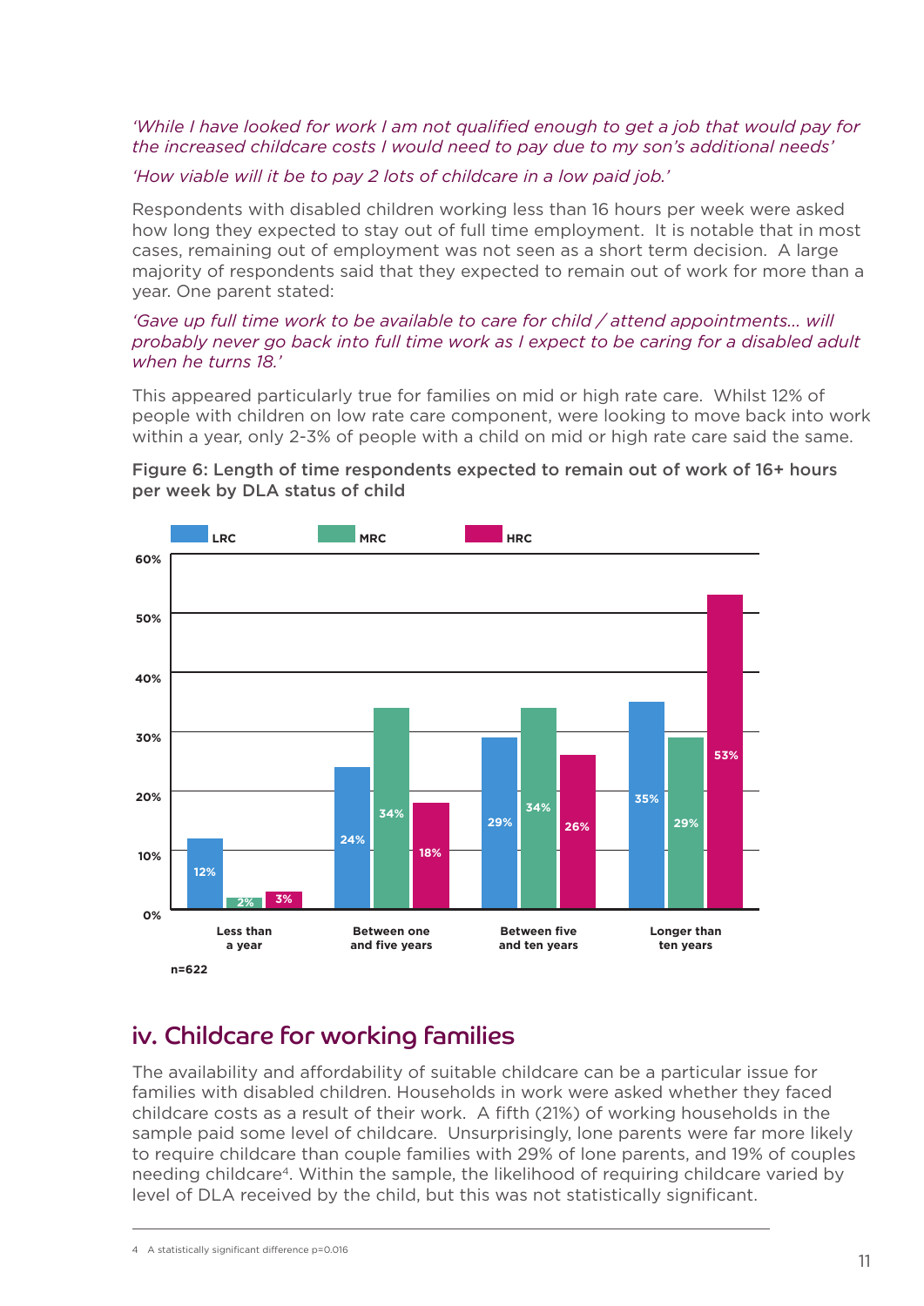*'While I have looked for work I am not qualified enough to get a job that would pay for the increased childcare costs I would need to pay due to my son's additional needs'*

*'How viable will it be to pay 2 lots of childcare in a low paid job.'*

Respondents with disabled children working less than 16 hours per week were asked how long they expected to stay out of full time employment. It is notable that in most cases, remaining out of employment was not seen as a short term decision. A large majority of respondents said that they expected to remain out of work for more than a year. One parent stated:

*'Gave up full time work to be available to care for child / attend appointments… will probably never go back into full time work as I expect to be caring for a disabled adult when he turns 18.'*

This appeared particularly true for families on mid or high rate care. Whilst 12% of people with children on low rate care component, were looking to move back into work within a year, only 2-3% of people with a child on mid or high rate care said the same.

**Figure 6: Length of time respondents expected to remain out of work of 16+ hours per week by DLA status of child**

| | LRC | MRC | HRC |
|---|---|---|---|
| Less than a year | 12% | 2% | 3% |
| Between one and five years | 24% | 34% | 18% |
| Between five and ten years | 29% | 34% | 26% |
| Longer than ten years | 35% | 29% | 53% |

n=622

## iv. Childcare for working families

The availability and affordability of suitable childcare can be a particular issue for families with disabled children. Households in work were asked whether they faced childcare costs as a result of their work. A fifth (21%) of working households in the sample paid some level of childcare. Unsurprisingly, lone parents were far more likely to require childcare than couple families with 29% of lone parents, and 19% of couples needing childcare[4]. Within the sample, the likelihood of requiring childcare varied by level of DLA received by the child, but this was not statistically significant.

[4] A statistically significant difference $p=0.016$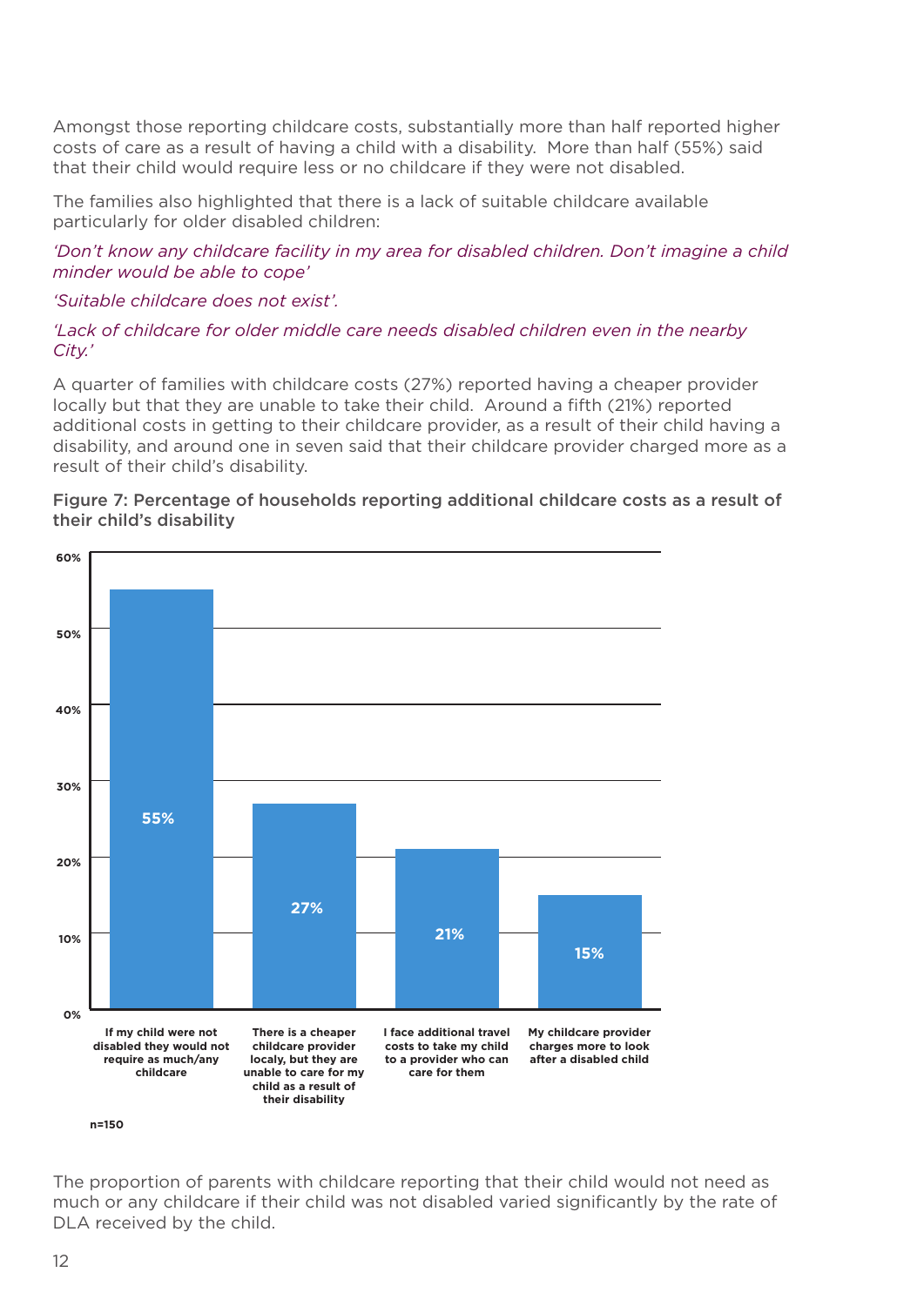Amongst those reporting childcare costs, substantially more than half reported higher costs of care as a result of having a child with a disability. More than half (55%) said that their child would require less or no childcare if they were not disabled.

The families also highlighted that there is a lack of suitable childcare available particularly for older disabled children:

*'Don't know any childcare facility in my area for disabled children. Don't imagine a child minder would be able to cope'*

*'Suitable childcare does not exist'.*

*'Lack of childcare for older middle care needs disabled children even in the nearby City.'*

A quarter of families with childcare costs (27%) reported having a cheaper provider locally but that they are unable to take their child. Around a fifth (21%) reported additional costs in getting to their childcare provider, as a result of their child having a disability, and around one in seven said that their childcare provider charged more as a result of their child's disability.

**Figure 7: Percentage of households reporting additional childcare costs as a result of their child's disability**

| Statement | Percentage |
|---|---|
| If my child were not disabled they would not require as much/any childcare | 55% |
| There is a cheaper childcare provider localy, but they are unable to care for my child as a result of their disability | 27% |
| I face additional travel costs to take my child to a provider who can care for them | 21% |
| My childcare provider charges more to look after a disabled child | 15% |

n=150

The proportion of parents with childcare reporting that their child would not need as much or any childcare if their child was not disabled varied significantly by the rate of DLA received by the child.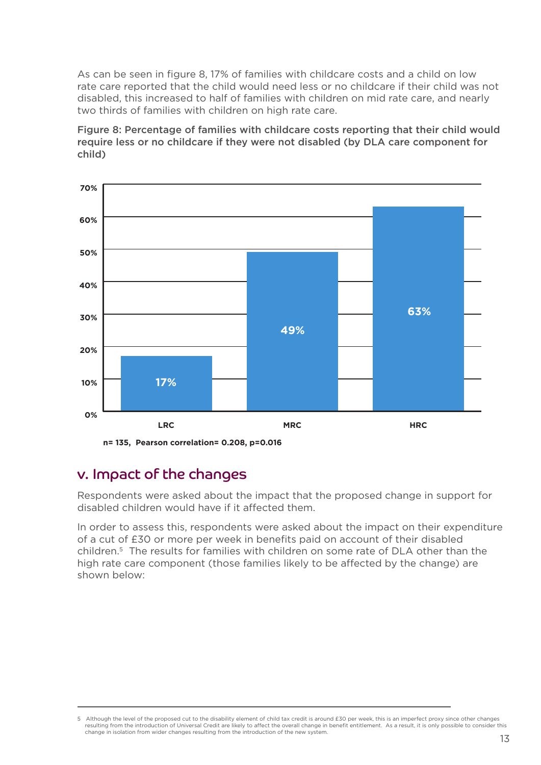As can be seen in figure 8, 17% of families with childcare costs and a child on low rate care reported that the child would need less or no childcare if their child was not disabled, this increased to half of families with children on mid rate care, and nearly two thirds of families with children on high rate care.

**Figure 8: Percentage of families with childcare costs reporting that their child would require less or no childcare if they were not disabled (by DLA care component for child)**

| | LRC | MRC | HRC |
|---|---|---|---|
| Percentage | 17% | 49% | 63% |

**n= 135, Pearson correlation= 0.208, p=0.016**

## v. Impact of the changes

Respondents were asked about the impact that the proposed change in support for disabled children would have if it affected them.

In order to assess this, respondents were asked about the impact on their expenditure of a cut of £30 or more per week in benefits paid on account of their disabled children.[5] The results for families with children on some rate of DLA other than the high rate care component (those families likely to be affected by the change) are shown below:

---

5 Although the level of the proposed cut to the disability element of child tax credit is around £30 per week, this is an imperfect proxy since other changes resulting from the introduction of Universal Credit are likely to affect the overall change in benefit entitlement. As a result, it is only possible to consider this change in isolation from wider changes resulting from the introduction of the new system.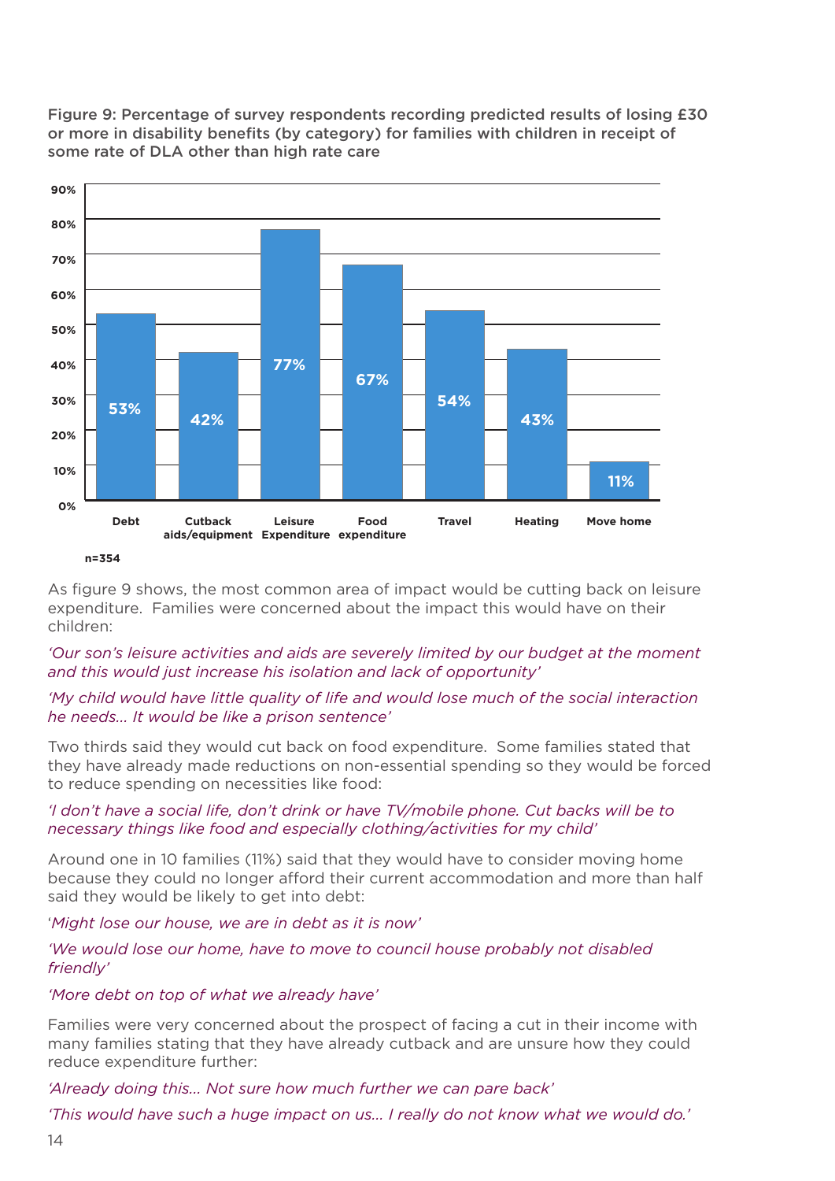Figure 9: Percentage of survey respondents recording predicted results of losing £30 or more in disability benefits (by category) for families with children in receipt of some rate of DLA other than high rate care

| Category | Percentage |
|---|---|
| Debt | 53% |
| Cutback aids/equipment | 42% |
| Leisure Expenditure | 77% |
| Food expenditure | 67% |
| Travel | 54% |
| Heating | 43% |
| Move home | 11% |

n=354

As figure 9 shows, the most common area of impact would be cutting back on leisure expenditure. Families were concerned about the impact this would have on their children:

*'Our son's leisure activities and aids are severely limited by our budget at the moment and this would just increase his isolation and lack of opportunity'*

*'My child would have little quality of life and would lose much of the social interaction he needs… It would be like a prison sentence'*

Two thirds said they would cut back on food expenditure. Some families stated that they have already made reductions on non-essential spending so they would be forced to reduce spending on necessities like food:

*'I don't have a social life, don't drink or have TV/mobile phone. Cut backs will be to necessary things like food and especially clothing/activities for my child'*

Around one in 10 families (11%) said that they would have to consider moving home because they could no longer afford their current accommodation and more than half said they would be likely to get into debt:

*'Might lose our house, we are in debt as it is now'*

*'We would lose our home, have to move to council house probably not disabled friendly'*

*'More debt on top of what we already have'*

Families were very concerned about the prospect of facing a cut in their income with many families stating that they have already cutback and are unsure how they could reduce expenditure further:

*'Already doing this… Not sure how much further we can pare back'*

*'This would have such a huge impact on us… I really do not know what we would do.'*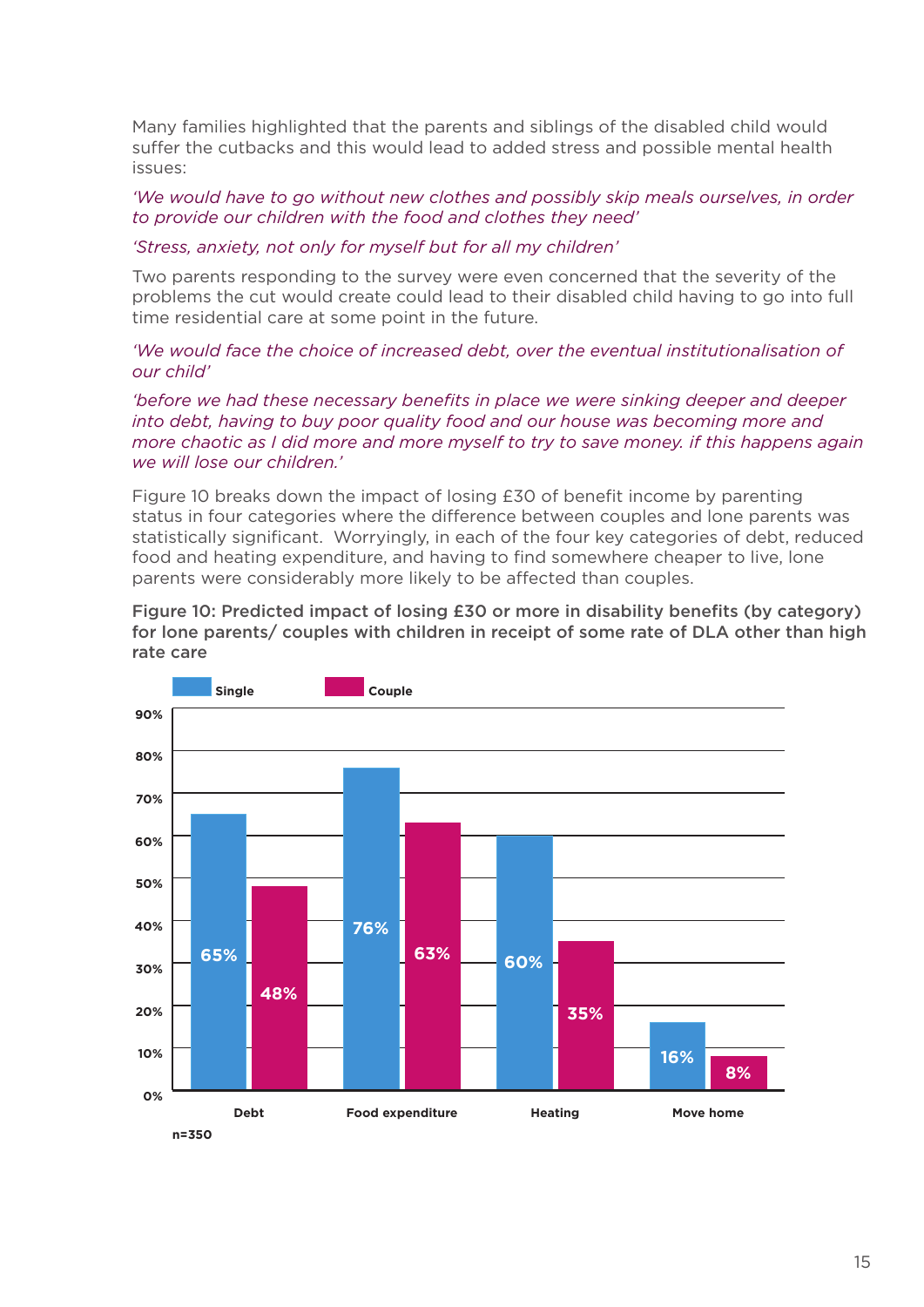Many families highlighted that the parents and siblings of the disabled child would suffer the cutbacks and this would lead to added stress and possible mental health issues:

*'We would have to go without new clothes and possibly skip meals ourselves, in order to provide our children with the food and clothes they need'*

*'Stress, anxiety, not only for myself but for all my children'*

Two parents responding to the survey were even concerned that the severity of the problems the cut would create could lead to their disabled child having to go into full time residential care at some point in the future.

*'We would face the choice of increased debt, over the eventual institutionalisation of our child'*

*'before we had these necessary benefits in place we were sinking deeper and deeper into debt, having to buy poor quality food and our house was becoming more and more chaotic as I did more and more myself to try to save money. if this happens again we will lose our children.'*

Figure 10 breaks down the impact of losing £30 of benefit income by parenting status in four categories where the difference between couples and lone parents was statistically significant. Worryingly, in each of the four key categories of debt, reduced food and heating expenditure, and having to find somewhere cheaper to live, lone parents were considerably more likely to be affected than couples.

**Figure 10: Predicted impact of losing £30 or more in disability benefits (by category) for lone parents/ couples with children in receipt of some rate of DLA other than high rate care**

| | Single | Couple |
|---|---|---|
| Debt | 65% | 48% |
| Food expenditure | 76% | 63% |
| Heating | 60% | 35% |
| Move home | 16% | 8% |

n=350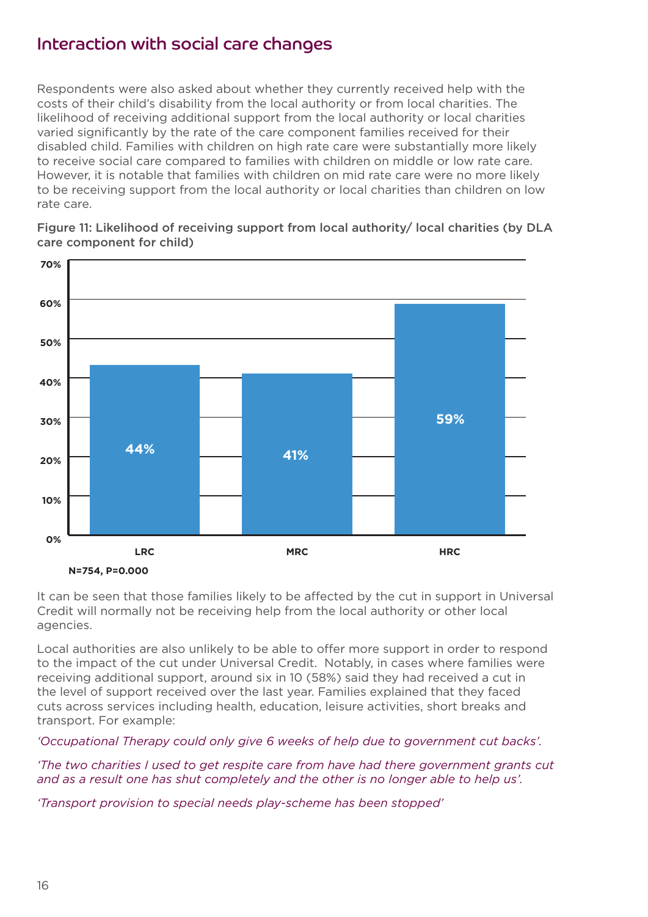## Interaction with social care changes

Respondents were also asked about whether they currently received help with the costs of their child's disability from the local authority or from local charities. The likelihood of receiving additional support from the local authority or local charities varied significantly by the rate of the care component families received for their disabled child. Families with children on high rate care were substantially more likely to receive social care compared to families with children on middle or low rate care. However, it is notable that families with children on mid rate care were no more likely to be receiving support from the local authority or local charities than children on low rate care.

**Figure 11: Likelihood of receiving support from local authority/ local charities (by DLA care component for child)**

| | LRC | MRC | HRC |
|---|---|---|---|
| Receiving support | 44% | 41% | 59% |

N=754, P=0.000

It can be seen that those families likely to be affected by the cut in support in Universal Credit will normally not be receiving help from the local authority or other local agencies.

Local authorities are also unlikely to be able to offer more support in order to respond to the impact of the cut under Universal Credit. Notably, in cases where families were receiving additional support, around six in 10 (58%) said they had received a cut in the level of support received over the last year. Families explained that they faced cuts across services including health, education, leisure activities, short breaks and transport. For example:

*'Occupational Therapy could only give 6 weeks of help due to government cut backs'.*

*'The two charities I used to get respite care from have had there government grants cut and as a result one has shut completely and the other is no longer able to help us'.*

*'Transport provision to special needs play-scheme has been stopped'*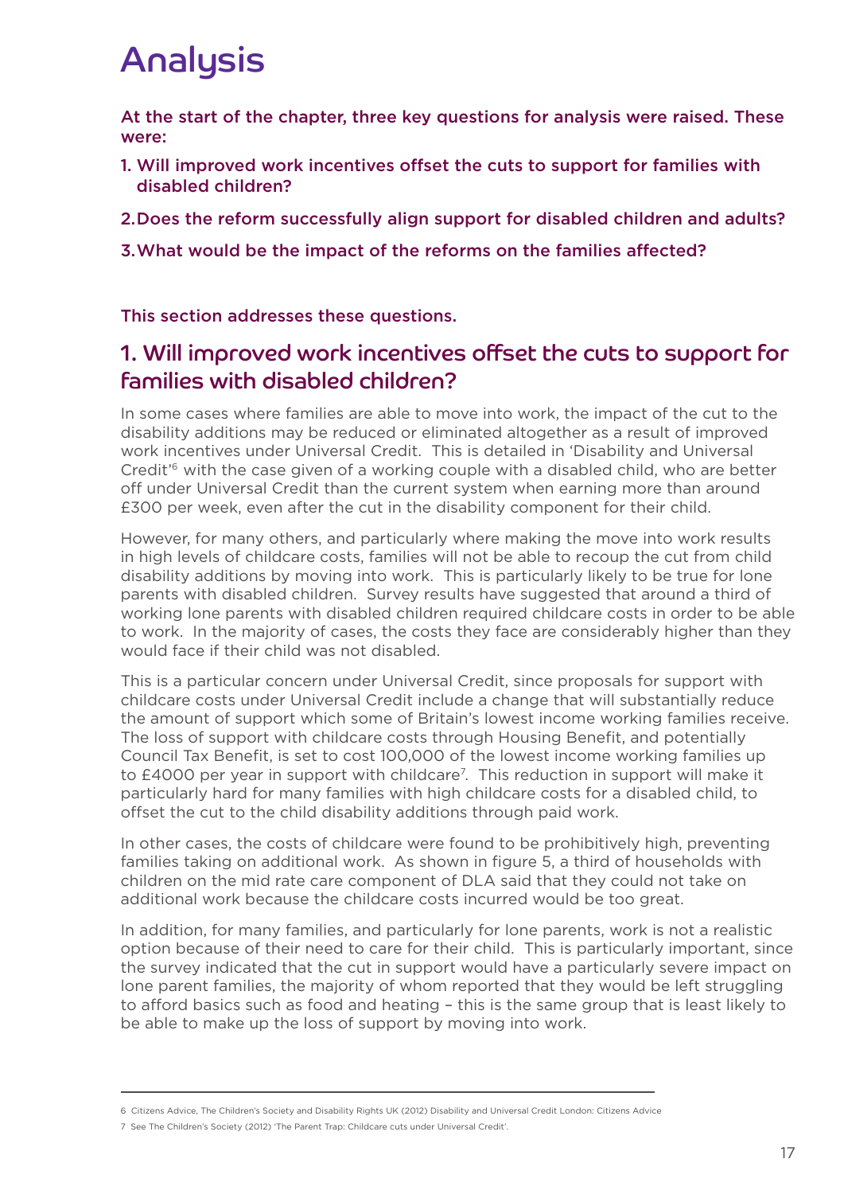# Analysis

**At the start of the chapter, three key questions for analysis were raised. These were:**

1. **Will improved work incentives offset the cuts to support for families with disabled children?**
2. **Does the reform successfully align support for disabled children and adults?**
3. **What would be the impact of the reforms on the families affected?**

**This section addresses these questions.**

## 1. Will improved work incentives offset the cuts to support for families with disabled children?

In some cases where families are able to move into work, the impact of the cut to the disability additions may be reduced or eliminated altogether as a result of improved work incentives under Universal Credit. This is detailed in 'Disability and Universal Credit'[6] with the case given of a working couple with a disabled child, who are better off under Universal Credit than the current system when earning more than around £300 per week, even after the cut in the disability component for their child.

However, for many others, and particularly where making the move into work results in high levels of childcare costs, families will not be able to recoup the cut from child disability additions by moving into work. This is particularly likely to be true for lone parents with disabled children. Survey results have suggested that around a third of working lone parents with disabled children required childcare costs in order to be able to work. In the majority of cases, the costs they face are considerably higher than they would face if their child was not disabled.

This is a particular concern under Universal Credit, since proposals for support with childcare costs under Universal Credit include a change that will substantially reduce the amount of support which some of Britain's lowest income working families receive. The loss of support with childcare costs through Housing Benefit, and potentially Council Tax Benefit, is set to cost 100,000 of the lowest income working families up to £4000 per year in support with childcare[7]. This reduction in support will make it particularly hard for many families with high childcare costs for a disabled child, to offset the cut to the child disability additions through paid work.

In other cases, the costs of childcare were found to be prohibitively high, preventing families taking on additional work. As shown in figure 5, a third of households with children on the mid rate care component of DLA said that they could not take on additional work because the childcare costs incurred would be too great.

In addition, for many families, and particularly for lone parents, work is not a realistic option because of their need to care for their child. This is particularly important, since the survey indicated that the cut in support would have a particularly severe impact on lone parent families, the majority of whom reported that they would be left struggling to afford basics such as food and heating – this is the same group that is least likely to be able to make up the loss of support by moving into work.

---

6 Citizens Advice, The Children's Society and Disability Rights UK (2012) Disability and Universal Credit London: Citizens Advice

7 See The Children's Society (2012) 'The Parent Trap: Childcare cuts under Universal Credit'.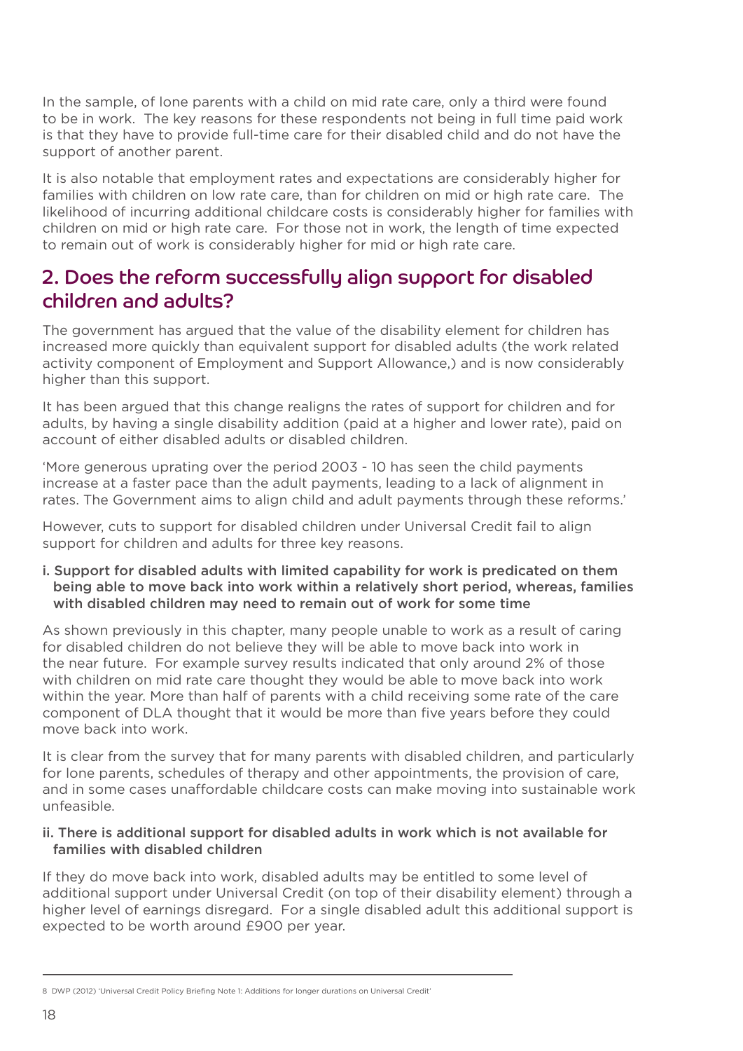In the sample, of lone parents with a child on mid rate care, only a third were found to be in work. The key reasons for these respondents not being in full time paid work is that they have to provide full-time care for their disabled child and do not have the support of another parent.

It is also notable that employment rates and expectations are considerably higher for families with children on low rate care, than for children on mid or high rate care. The likelihood of incurring additional childcare costs is considerably higher for families with children on mid or high rate care. For those not in work, the length of time expected to remain out of work is considerably higher for mid or high rate care.

## 2. Does the reform successfully align support for disabled children and adults?

The government has argued that the value of the disability element for children has increased more quickly than equivalent support for disabled adults (the work related activity component of Employment and Support Allowance,) and is now considerably higher than this support.

It has been argued that this change realigns the rates of support for children and for adults, by having a single disability addition (paid at a higher and lower rate), paid on account of either disabled adults or disabled children.

'More generous uprating over the period 2003 - 10 has seen the child payments increase at a faster pace than the adult payments, leading to a lack of alignment in rates. The Government aims to align child and adult payments through these reforms.'

However, cuts to support for disabled children under Universal Credit fail to align support for children and adults for three key reasons.

#### i. Support for disabled adults with limited capability for work is predicated on them being able to move back into work within a relatively short period, whereas, families with disabled children may need to remain out of work for some time

As shown previously in this chapter, many people unable to work as a result of caring for disabled children do not believe they will be able to move back into work in the near future. For example survey results indicated that only around 2% of those with children on mid rate care thought they would be able to move back into work within the year. More than half of parents with a child receiving some rate of the care component of DLA thought that it would be more than five years before they could move back into work.

It is clear from the survey that for many parents with disabled children, and particularly for lone parents, schedules of therapy and other appointments, the provision of care, and in some cases unaffordable childcare costs can make moving into sustainable work unfeasible.

#### ii. There is additional support for disabled adults in work which is not available for families with disabled children

If they do move back into work, disabled adults may be entitled to some level of additional support under Universal Credit (on top of their disability element) through a higher level of earnings disregard. For a single disabled adult this additional support is expected to be worth around £900 per year.

---

8 DWP (2012) 'Universal Credit Policy Briefing Note 1: Additions for longer durations on Universal Credit'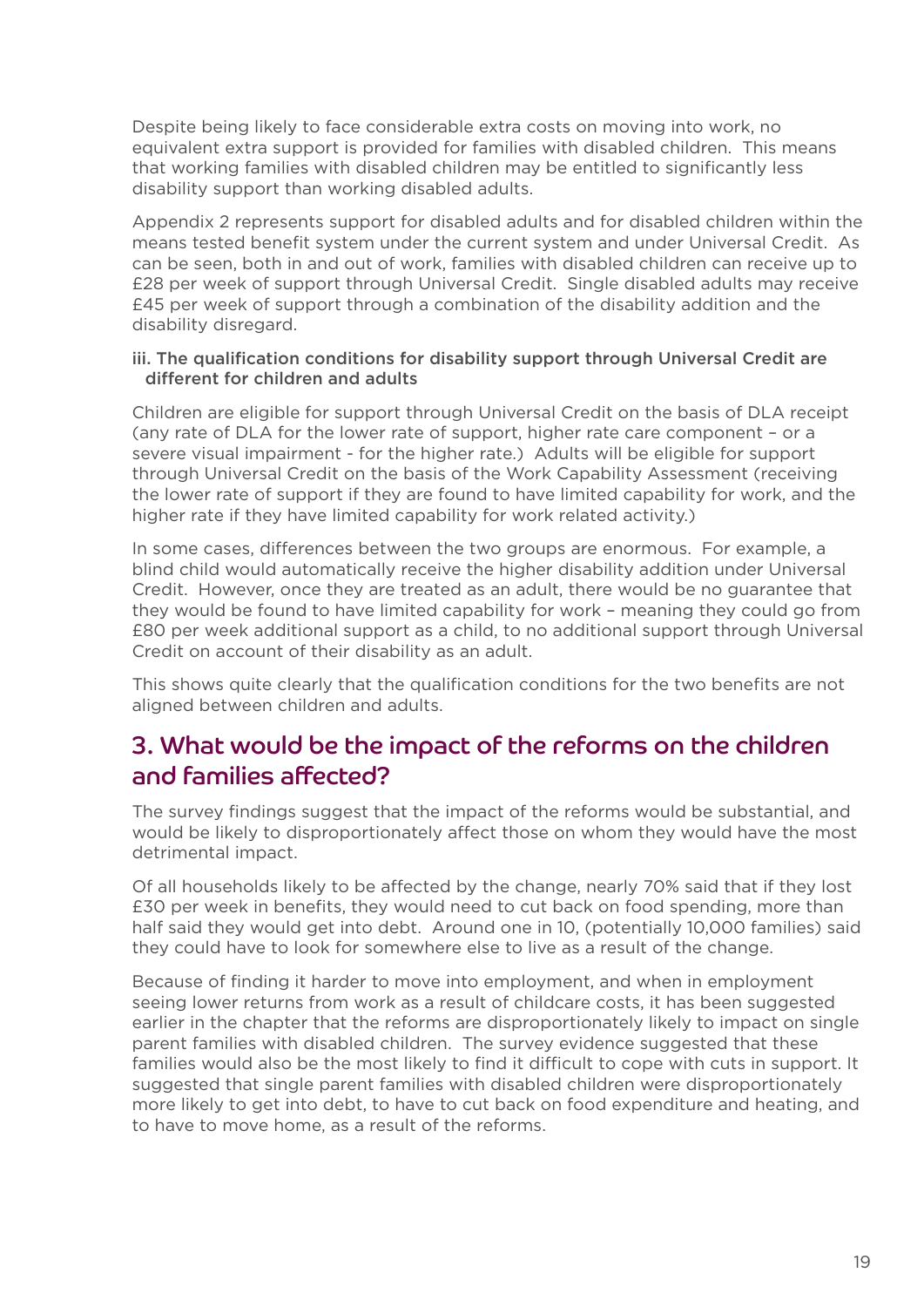Despite being likely to face considerable extra costs on moving into work, no equivalent extra support is provided for families with disabled children. This means that working families with disabled children may be entitled to significantly less disability support than working disabled adults.

Appendix 2 represents support for disabled adults and for disabled children within the means tested benefit system under the current system and under Universal Credit. As can be seen, both in and out of work, families with disabled children can receive up to £28 per week of support through Universal Credit. Single disabled adults may receive £45 per week of support through a combination of the disability addition and the disability disregard.

**iii. The qualification conditions for disability support through Universal Credit are different for children and adults**

Children are eligible for support through Universal Credit on the basis of DLA receipt (any rate of DLA for the lower rate of support, higher rate care component – or a severe visual impairment - for the higher rate.) Adults will be eligible for support through Universal Credit on the basis of the Work Capability Assessment (receiving the lower rate of support if they are found to have limited capability for work, and the higher rate if they have limited capability for work related activity.)

In some cases, differences between the two groups are enormous. For example, a blind child would automatically receive the higher disability addition under Universal Credit. However, once they are treated as an adult, there would be no guarantee that they would be found to have limited capability for work – meaning they could go from £80 per week additional support as a child, to no additional support through Universal Credit on account of their disability as an adult.

This shows quite clearly that the qualification conditions for the two benefits are not aligned between children and adults.

## 3. What would be the impact of the reforms on the children and families affected?

The survey findings suggest that the impact of the reforms would be substantial, and would be likely to disproportionately affect those on whom they would have the most detrimental impact.

Of all households likely to be affected by the change, nearly 70% said that if they lost £30 per week in benefits, they would need to cut back on food spending, more than half said they would get into debt. Around one in 10, (potentially 10,000 families) said they could have to look for somewhere else to live as a result of the change.

Because of finding it harder to move into employment, and when in employment seeing lower returns from work as a result of childcare costs, it has been suggested earlier in the chapter that the reforms are disproportionately likely to impact on single parent families with disabled children. The survey evidence suggested that these families would also be the most likely to find it difficult to cope with cuts in support. It suggested that single parent families with disabled children were disproportionately more likely to get into debt, to have to cut back on food expenditure and heating, and to have to move home, as a result of the reforms.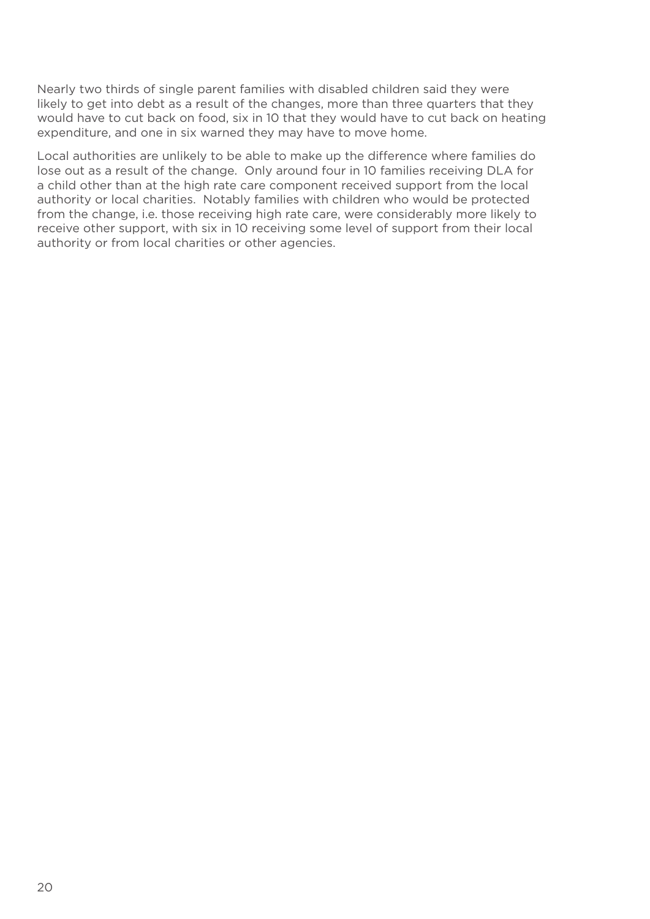Nearly two thirds of single parent families with disabled children said they were likely to get into debt as a result of the changes, more than three quarters that they would have to cut back on food, six in 10 that they would have to cut back on heating expenditure, and one in six warned they may have to move home.

Local authorities are unlikely to be able to make up the difference where families do lose out as a result of the change. Only around four in 10 families receiving DLA for a child other than at the high rate care component received support from the local authority or local charities. Notably families with children who would be protected from the change, i.e. those receiving high rate care, were considerably more likely to receive other support, with six in 10 receiving some level of support from their local authority or from local charities or other agencies.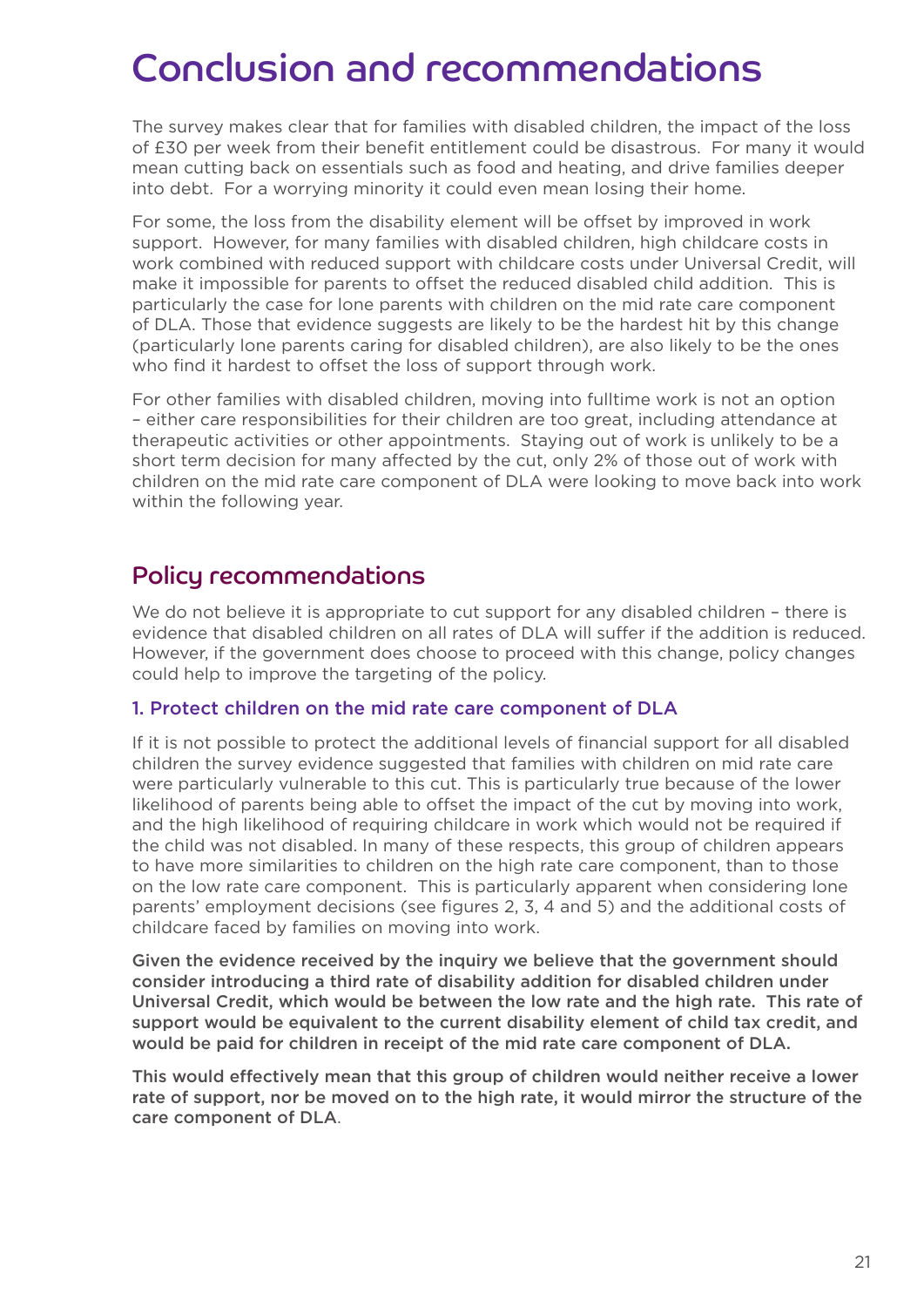# Conclusion and recommendations

The survey makes clear that for families with disabled children, the impact of the loss of £30 per week from their benefit entitlement could be disastrous. For many it would mean cutting back on essentials such as food and heating, and drive families deeper into debt. For a worrying minority it could even mean losing their home.

For some, the loss from the disability element will be offset by improved in work support. However, for many families with disabled children, high childcare costs in work combined with reduced support with childcare costs under Universal Credit, will make it impossible for parents to offset the reduced disabled child addition. This is particularly the case for lone parents with children on the mid rate care component of DLA. Those that evidence suggests are likely to be the hardest hit by this change (particularly lone parents caring for disabled children), are also likely to be the ones who find it hardest to offset the loss of support through work.

For other families with disabled children, moving into fulltime work is not an option – either care responsibilities for their children are too great, including attendance at therapeutic activities or other appointments. Staying out of work is unlikely to be a short term decision for many affected by the cut, only 2% of those out of work with children on the mid rate care component of DLA were looking to move back into work within the following year.

## Policy recommendations

We do not believe it is appropriate to cut support for any disabled children – there is evidence that disabled children on all rates of DLA will suffer if the addition is reduced. However, if the government does choose to proceed with this change, policy changes could help to improve the targeting of the policy.

### 1. Protect children on the mid rate care component of DLA

If it is not possible to protect the additional levels of financial support for all disabled children the survey evidence suggested that families with children on mid rate care were particularly vulnerable to this cut. This is particularly true because of the lower likelihood of parents being able to offset the impact of the cut by moving into work, and the high likelihood of requiring childcare in work which would not be required if the child was not disabled. In many of these respects, this group of children appears to have more similarities to children on the high rate care component, than to those on the low rate care component. This is particularly apparent when considering lone parents' employment decisions (see figures 2, 3, 4 and 5) and the additional costs of childcare faced by families on moving into work.

**Given the evidence received by the inquiry we believe that the government should consider introducing a third rate of disability addition for disabled children under Universal Credit, which would be between the low rate and the high rate. This rate of support would be equivalent to the current disability element of child tax credit, and would be paid for children in receipt of the mid rate care component of DLA.**

**This would effectively mean that this group of children would neither receive a lower rate of support, nor be moved on to the high rate, it would mirror the structure of the care component of DLA**.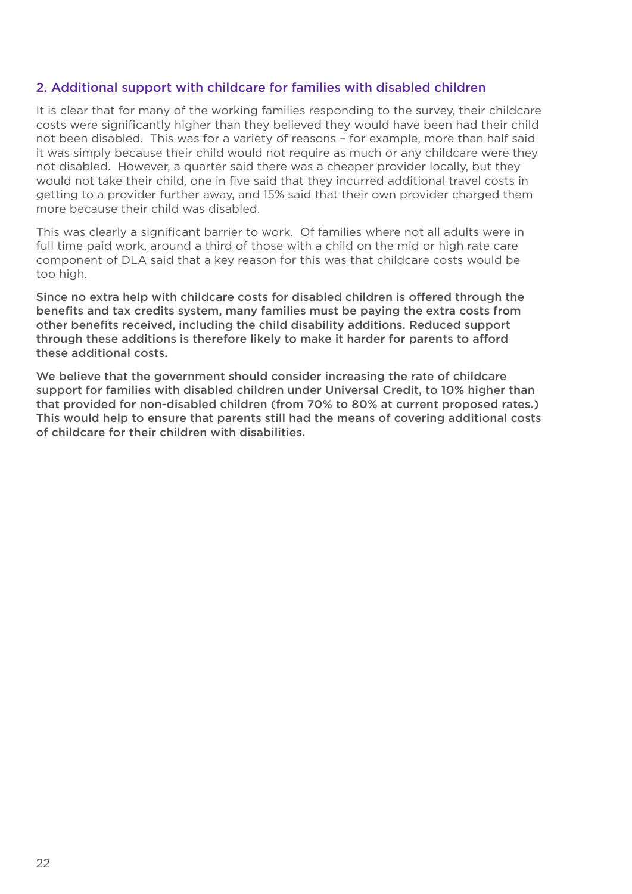## 2. Additional support with childcare for families with disabled children

It is clear that for many of the working families responding to the survey, their childcare costs were significantly higher than they believed they would have been had their child not been disabled. This was for a variety of reasons – for example, more than half said it was simply because their child would not require as much or any childcare were they not disabled. However, a quarter said there was a cheaper provider locally, but they would not take their child, one in five said that they incurred additional travel costs in getting to a provider further away, and 15% said that their own provider charged them more because their child was disabled.

This was clearly a significant barrier to work. Of families where not all adults were in full time paid work, around a third of those with a child on the mid or high rate care component of DLA said that a key reason for this was that childcare costs would be too high.

**Since no extra help with childcare costs for disabled children is offered through the benefits and tax credits system, many families must be paying the extra costs from other benefits received, including the child disability additions. Reduced support through these additions is therefore likely to make it harder for parents to afford these additional costs.**

**We believe that the government should consider increasing the rate of childcare support for families with disabled children under Universal Credit, to 10% higher than that provided for non-disabled children (from 70% to 80% at current proposed rates.) This would help to ensure that parents still had the means of covering additional costs of childcare for their children with disabilities.**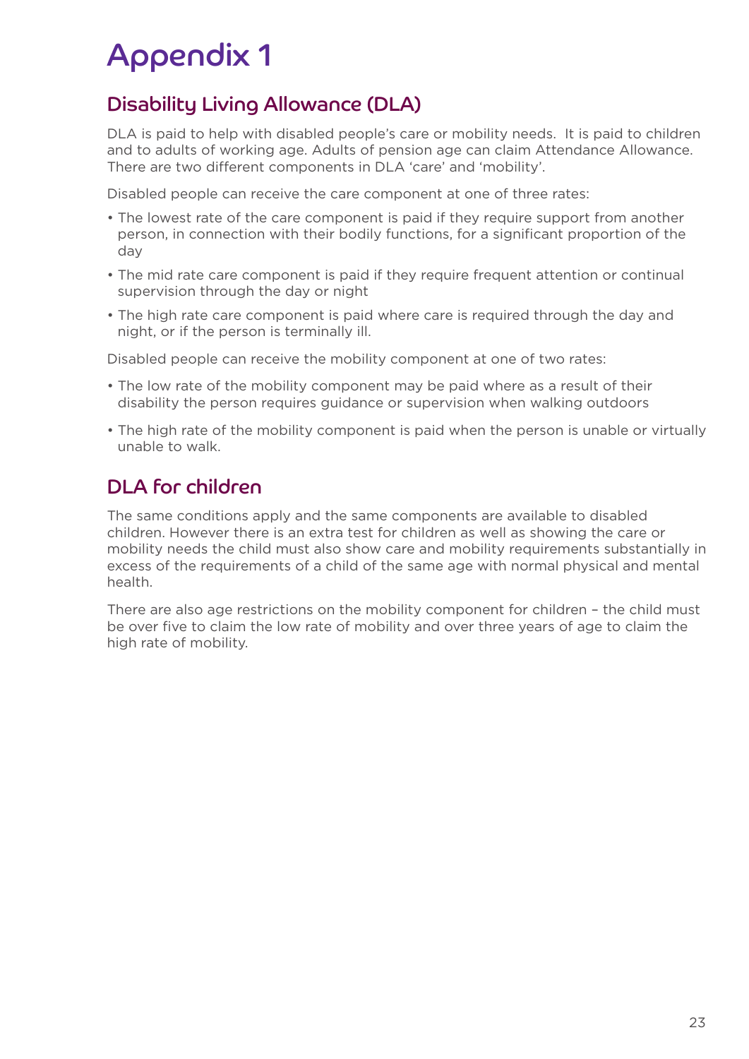# Appendix 1

## Disability Living Allowance (DLA)

DLA is paid to help with disabled people's care or mobility needs. It is paid to children and to adults of working age. Adults of pension age can claim Attendance Allowance. There are two different components in DLA 'care' and 'mobility'.

Disabled people can receive the care component at one of three rates:

- The lowest rate of the care component is paid if they require support from another person, in connection with their bodily functions, for a significant proportion of the day
- The mid rate care component is paid if they require frequent attention or continual supervision through the day or night
- The high rate care component is paid where care is required through the day and night, or if the person is terminally ill.

Disabled people can receive the mobility component at one of two rates:

- The low rate of the mobility component may be paid where as a result of their disability the person requires guidance or supervision when walking outdoors
- The high rate of the mobility component is paid when the person is unable or virtually unable to walk.

## DLA for children

The same conditions apply and the same components are available to disabled children. However there is an extra test for children as well as showing the care or mobility needs the child must also show care and mobility requirements substantially in excess of the requirements of a child of the same age with normal physical and mental health.

There are also age restrictions on the mobility component for children – the child must be over five to claim the low rate of mobility and over three years of age to claim the high rate of mobility.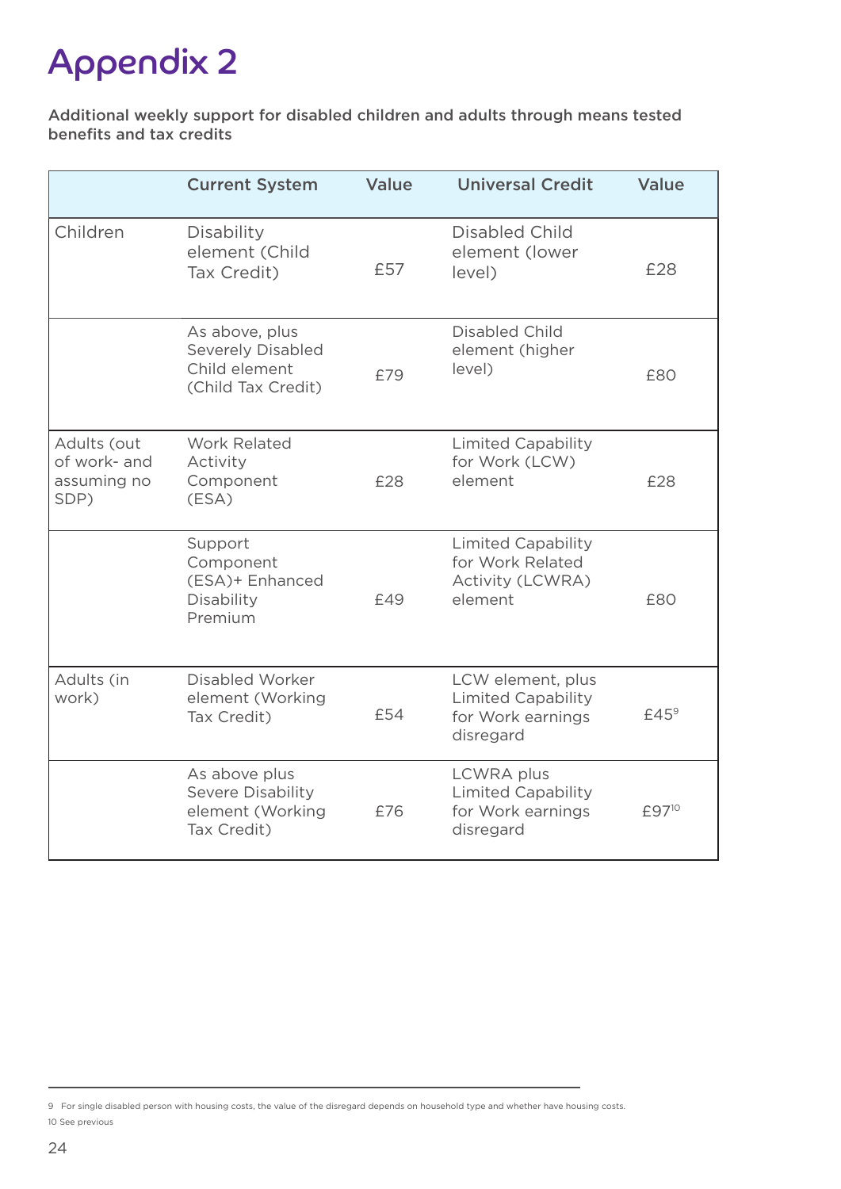# Appendix 2

Additional weekly support for disabled children and adults through means tested benefits and tax credits

| | Current System | Value | Universal Credit | Value |
|---|---|---|---|---|
| Children | Disability element (Child Tax Credit) | £57 | Disabled Child element (lower level) | £28 |
| | As above, plus Severely Disabled Child element (Child Tax Credit) | £79 | Disabled Child element (higher level) | £80 |
| Adults (out of work- and assuming no SDP) | Work Related Activity Component (ESA) | £28 | Limited Capability for Work (LCW) element | £28 |
| | Support Component (ESA)+ Enhanced Disability Premium | £49 | Limited Capability for Work Related Activity (LCWRA) element | £80 |
| Adults (in work) | Disabled Worker element (Working Tax Credit) | £54 | LCW element, plus Limited Capability for Work earnings disregard | £45[9] |
| | As above plus Severe Disability element (Working Tax Credit) | £76 | LCWRA plus Limited Capability for Work earnings disregard | £97[10] |

9 For single disabled person with housing costs, the value of the disregard depends on household type and whether have housing costs.

10 See previous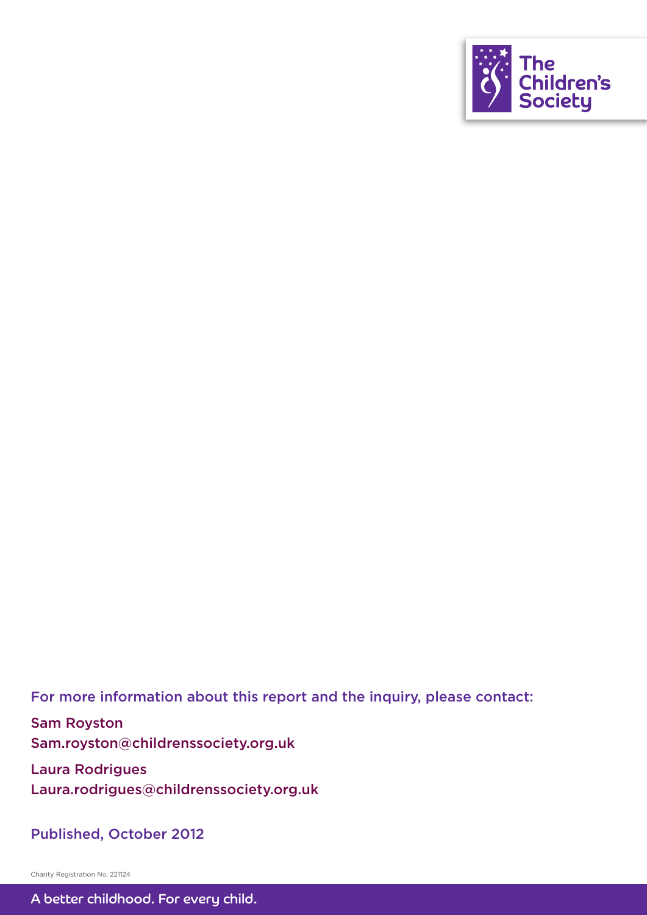The Children's Society

For more information about this report and the inquiry, please contact:

Sam Royston
Sam.royston@childrenssociety.org.uk

Laura Rodrigues
Laura.rodrigues@childrenssociety.org.uk

Published, October 2012

Charity Registration No. 221124

A better childhood. For every child.